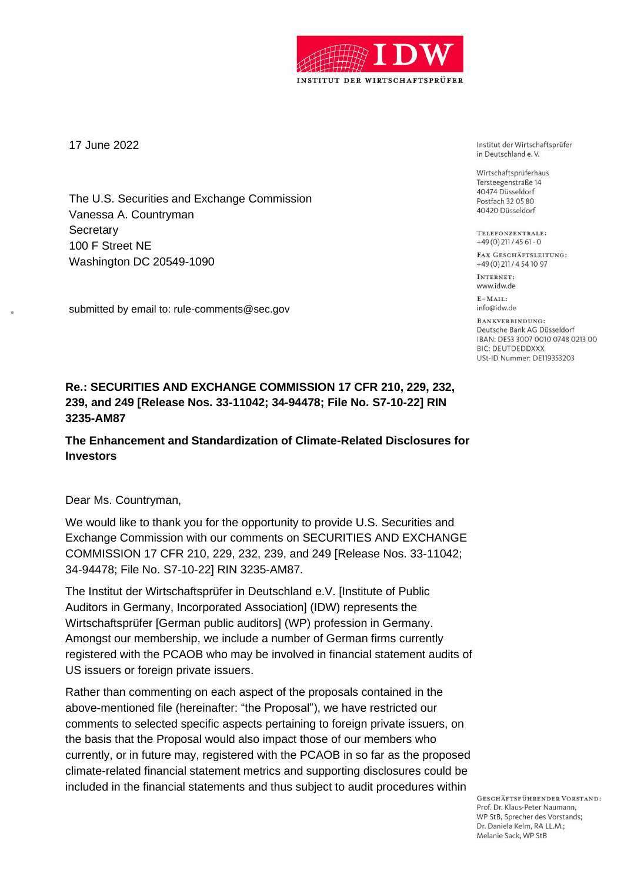**IDW**

INSTITUT DER WIRTSCHAFTSPRÜFER

17 June 2022

The U.S. Securities and Exchange Commission
Vanessa A. Countryman
Secretary
100 F Street NE
Washington DC 20549-1090

submitted by email to: rule-comments@sec.gov

Institut der Wirtschaftsprüfer
in Deutschland e. V.

Wirtschaftsprüferhaus
Tersteegenstraße 14
40474 Düsseldorf
Postfach 32 05 80
40420 Düsseldorf

TELEFONZENTRALE:
+49 (0) 211 / 45 61 - 0

FAX GESCHÄFTSLEITUNG:
+49 (0) 211 / 4 54 10 97

INTERNET:
www.idw.de

E-MAIL:
info@idw.de

BANKVERBINDUNG:
Deutsche Bank AG Düsseldorf
IBAN: DE53 3007 0010 0748 0213 00
BIC: DEUTDEDDXXX
USt-ID Nummer: DE119353203

**Re.: SECURITIES AND EXCHANGE COMMISSION 17 CFR 210, 229, 232, 239, and 249 [Release Nos. 33-11042; 34-94478; File No. S7-10-22] RIN 3235-AM87**

**The Enhancement and Standardization of Climate-Related Disclosures for Investors**

Dear Ms. Countryman,

We would like to thank you for the opportunity to provide U.S. Securities and Exchange Commission with our comments on SECURITIES AND EXCHANGE COMMISSION 17 CFR 210, 229, 232, 239, and 249 [Release Nos. 33-11042; 34-94478; File No. S7-10-22] RIN 3235-AM87.

The Institut der Wirtschaftsprüfer in Deutschland e.V. [Institute of Public Auditors in Germany, Incorporated Association] (IDW) represents the Wirtschaftsprüfer [German public auditors] (WP) profession in Germany. Amongst our membership, we include a number of German firms currently registered with the PCAOB who may be involved in financial statement audits of US issuers or foreign private issuers.

Rather than commenting on each aspect of the proposals contained in the above-mentioned file (hereinafter: "the Proposal"), we have restricted our comments to selected specific aspects pertaining to foreign private issuers, on the basis that the Proposal would also impact those of our members who currently, or in future may, registered with the PCAOB in so far as the proposed climate-related financial statement metrics and supporting disclosures could be included in the financial statements and thus subject to audit procedures within

GESCHÄFTSFÜHRENDER VORSTAND:
Prof. Dr. Klaus-Peter Naumann, WP StB, Sprecher des Vorstands;
Dr. Daniela Kelm, RA LL.M.;
Melanie Sack, WP StB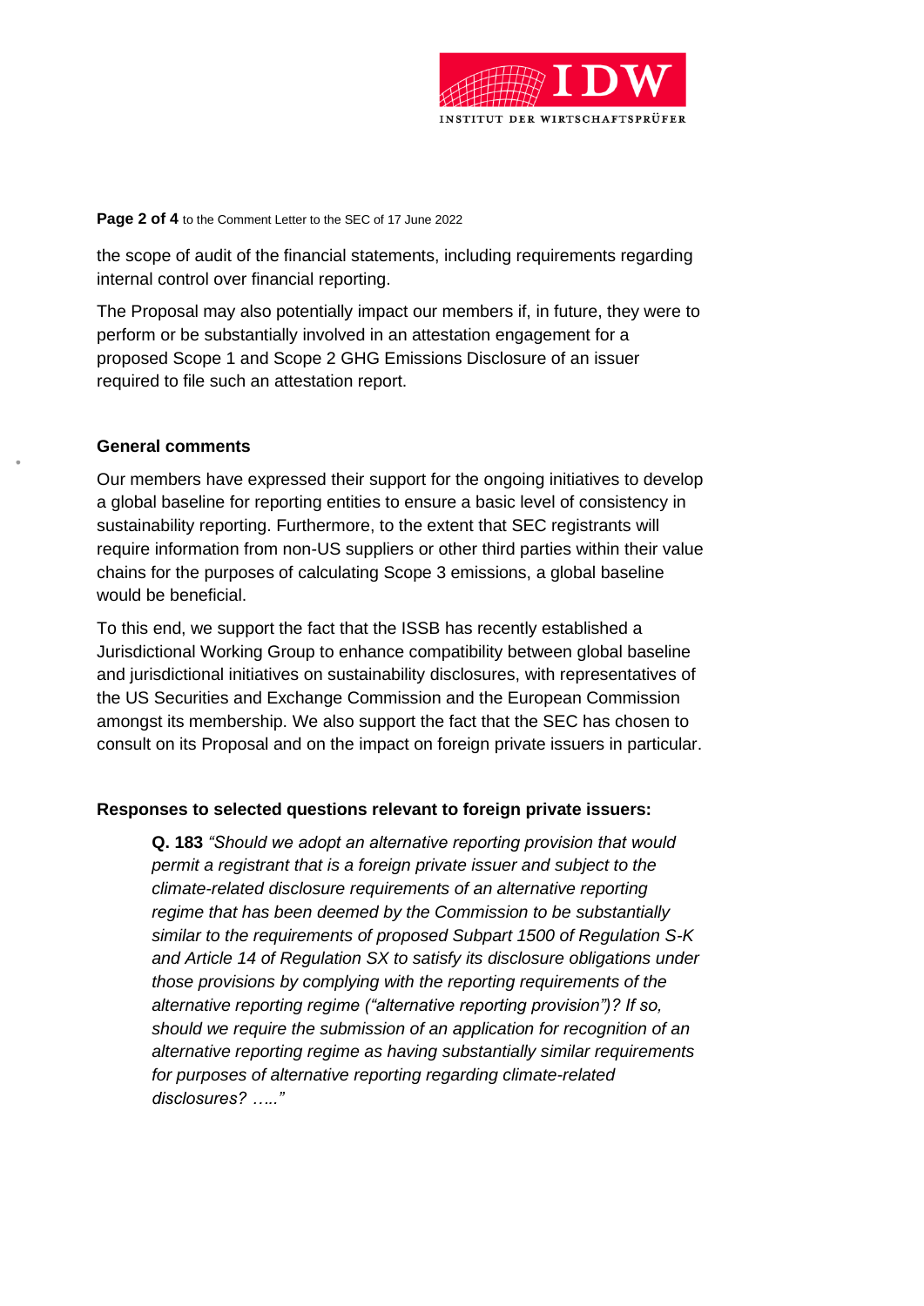the scope of audit of the financial statements, including requirements regarding internal control over financial reporting.

The Proposal may also potentially impact our members if, in future, they were to perform or be substantially involved in an attestation engagement for a proposed Scope 1 and Scope 2 GHG Emissions Disclosure of an issuer required to file such an attestation report.

**General comments**

Our members have expressed their support for the ongoing initiatives to develop a global baseline for reporting entities to ensure a basic level of consistency in sustainability reporting. Furthermore, to the extent that SEC registrants will require information from non-US suppliers or other third parties within their value chains for the purposes of calculating Scope 3 emissions, a global baseline would be beneficial.

To this end, we support the fact that the ISSB has recently established a Jurisdictional Working Group to enhance compatibility between global baseline and jurisdictional initiatives on sustainability disclosures, with representatives of the US Securities and Exchange Commission and the European Commission amongst its membership. We also support the fact that the SEC has chosen to consult on its Proposal and on the impact on foreign private issuers in particular.

**Responses to selected questions relevant to foreign private issuers:**

> **Q. 183** *"Should we adopt an alternative reporting provision that would permit a registrant that is a foreign private issuer and subject to the climate-related disclosure requirements of an alternative reporting regime that has been deemed by the Commission to be substantially similar to the requirements of proposed Subpart 1500 of Regulation S-K and Article 14 of Regulation SX to satisfy its disclosure obligations under those provisions by complying with the reporting requirements of the alternative reporting regime ("alternative reporting provision")? If so, should we require the submission of an application for recognition of an alternative reporting regime as having substantially similar requirements for purposes of alternative reporting regarding climate-related disclosures? ….."*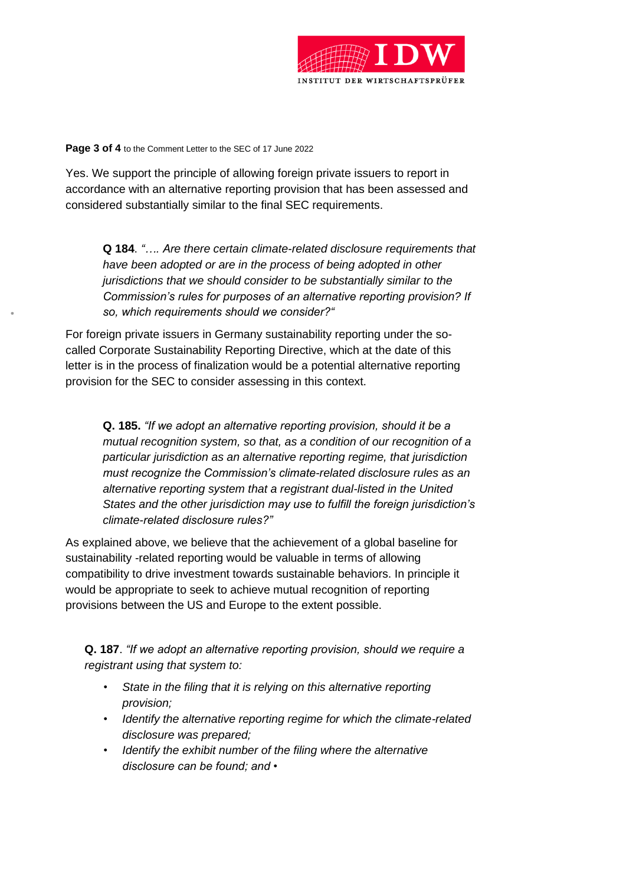Yes. We support the principle of allowing foreign private issuers to report in accordance with an alternative reporting provision that has been assessed and considered substantially similar to the final SEC requirements.

> **Q 184**. *"…. Are there certain climate-related disclosure requirements that have been adopted or are in the process of being adopted in other jurisdictions that we should consider to be substantially similar to the Commission's rules for purposes of an alternative reporting provision? If so, which requirements should we consider?"*

For foreign private issuers in Germany sustainability reporting under the so-called Corporate Sustainability Reporting Directive, which at the date of this letter is in the process of finalization would be a potential alternative reporting provision for the SEC to consider assessing in this context.

> **Q. 185.** *"If we adopt an alternative reporting provision, should it be a mutual recognition system, so that, as a condition of our recognition of a particular jurisdiction as an alternative reporting regime, that jurisdiction must recognize the Commission's climate-related disclosure rules as an alternative reporting system that a registrant dual-listed in the United States and the other jurisdiction may use to fulfill the foreign jurisdiction's climate-related disclosure rules?"*

As explained above, we believe that the achievement of a global baseline for sustainability -related reporting would be valuable in terms of allowing compatibility to drive investment towards sustainable behaviors. In principle it would be appropriate to seek to achieve mutual recognition of reporting provisions between the US and Europe to the extent possible.

**Q. 187**. *"If we adopt an alternative reporting provision, should we require a registrant using that system to:*

- *State in the filing that it is relying on this alternative reporting provision;*
- *Identify the alternative reporting regime for which the climate-related disclosure was prepared;*
- *Identify the exhibit number of the filing where the alternative disclosure can be found; and •*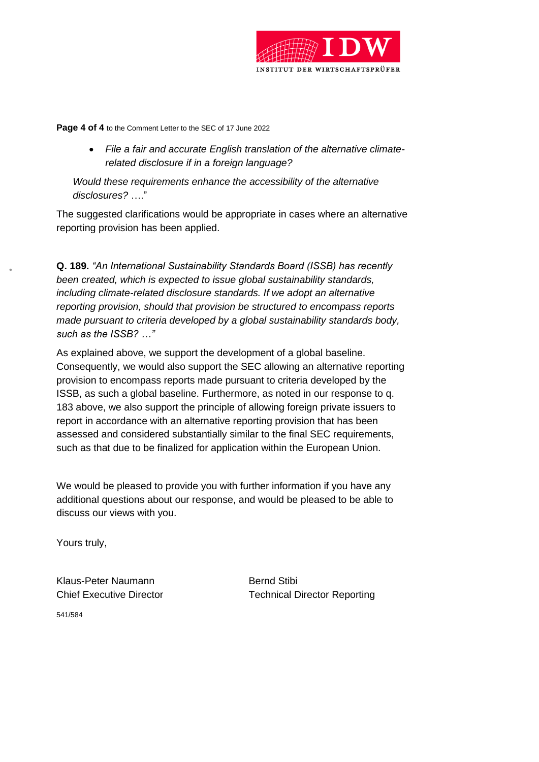- *File a fair and accurate English translation of the alternative climate-related disclosure if in a foreign language?*

*Would these requirements enhance the accessibility of the alternative disclosures?* …."

The suggested clarifications would be appropriate in cases where an alternative reporting provision has been applied.

**Q. 189.** *"An International Sustainability Standards Board (ISSB) has recently been created, which is expected to issue global sustainability standards, including climate-related disclosure standards. If we adopt an alternative reporting provision, should that provision be structured to encompass reports made pursuant to criteria developed by a global sustainability standards body, such as the ISSB? …"*

As explained above, we support the development of a global baseline. Consequently, we would also support the SEC allowing an alternative reporting provision to encompass reports made pursuant to criteria developed by the ISSB, as such a global baseline. Furthermore, as noted in our response to q. 183 above, we also support the principle of allowing foreign private issuers to report in accordance with an alternative reporting provision that has been assessed and considered substantially similar to the final SEC requirements, such as that due to be finalized for application within the European Union.

We would be pleased to provide you with further information if you have any additional questions about our response, and would be pleased to be able to discuss our views with you.

Yours truly,

Klaus-Peter Naumann
Chief Executive Director

Bernd Stibi
Technical Director Reporting

541/584